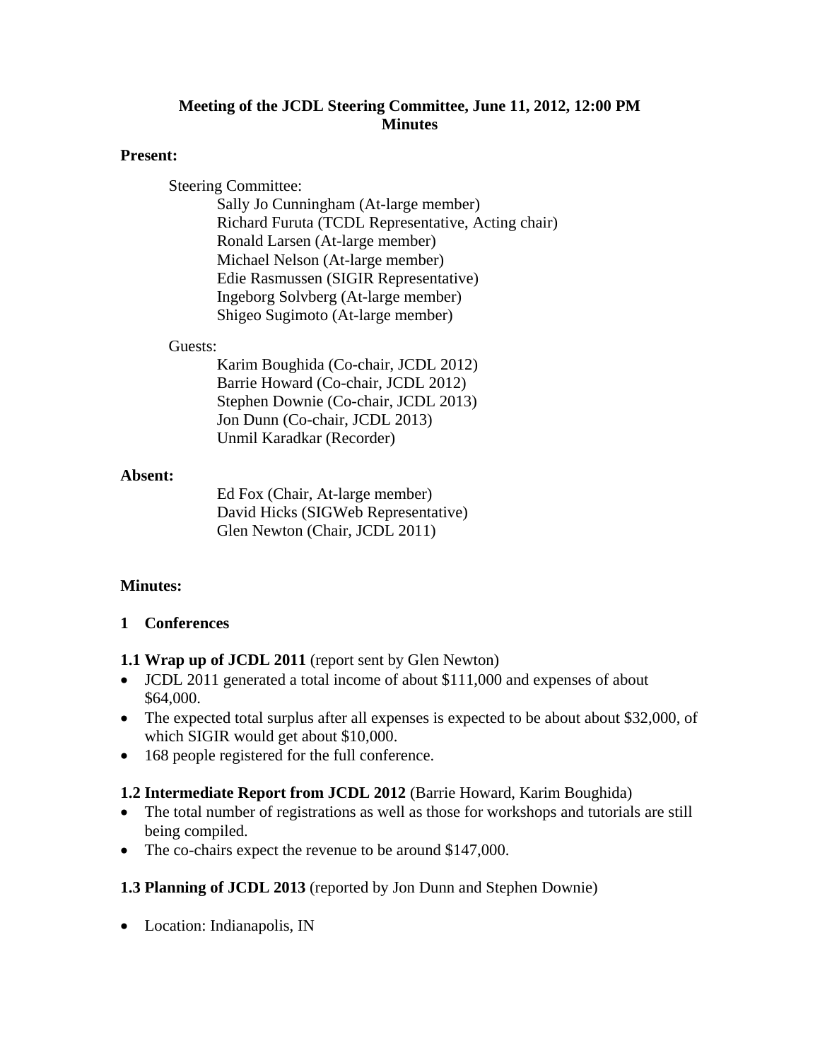**Meeting of the JCDL Steering Committee, June 11, 2012, 12:00 PM**
**Minutes**

**Present:**

Steering Committee:
- Sally Jo Cunningham (At-large member)
- Richard Furuta (TCDL Representative, Acting chair)
- Ronald Larsen (At-large member)
- Michael Nelson (At-large member)
- Edie Rasmussen (SIGIR Representative)
- Ingeborg Solvberg (At-large member)
- Shigeo Sugimoto (At-large member)

Guests:
- Karim Boughida (Co-chair, JCDL 2012)
- Barrie Howard (Co-chair, JCDL 2012)
- Stephen Downie (Co-chair, JCDL 2013)
- Jon Dunn (Co-chair, JCDL 2013)
- Unmil Karadkar (Recorder)

**Absent:**
- Ed Fox (Chair, At-large member)
- David Hicks (SIGWeb Representative)
- Glen Newton (Chair, JCDL 2011)

**Minutes:**

## 1 Conferences

**1.1 Wrap up of JCDL 2011** (report sent by Glen Newton)

- JCDL 2011 generated a total income of about $111,000 and expenses of about $64,000.
- The expected total surplus after all expenses is expected to be about about $32,000, of which SIGIR would get about $10,000.
- 168 people registered for the full conference.

**1.2 Intermediate Report from JCDL 2012** (Barrie Howard, Karim Boughida)

- The total number of registrations as well as those for workshops and tutorials are still being compiled.
- The co-chairs expect the revenue to be around $147,000.

**1.3 Planning of JCDL 2013** (reported by Jon Dunn and Stephen Downie)

- Location: Indianapolis, IN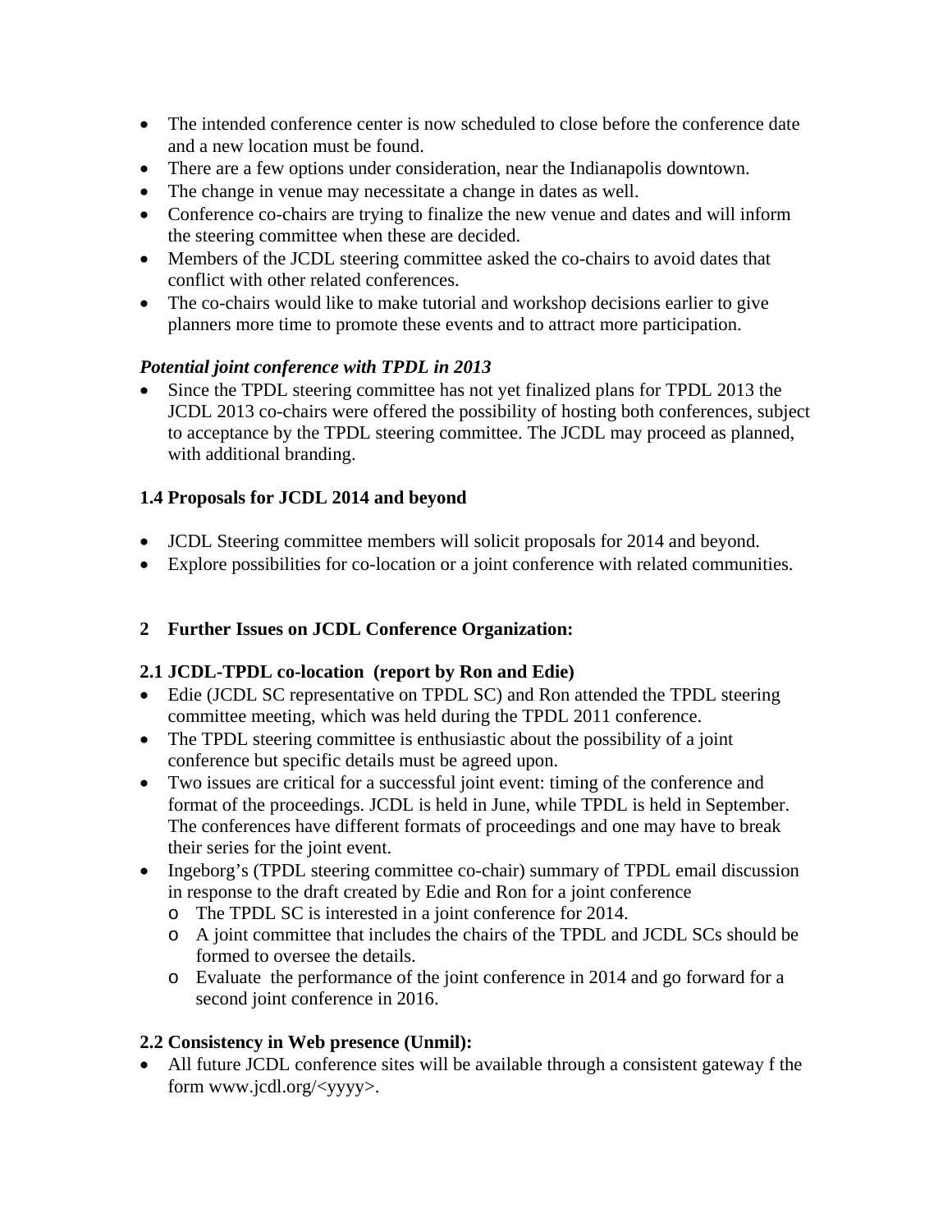- The intended conference center is now scheduled to close before the conference date and a new location must be found.
- There are a few options under consideration, near the Indianapolis downtown.
- The change in venue may necessitate a change in dates as well.
- Conference co-chairs are trying to finalize the new venue and dates and will inform the steering committee when these are decided.
- Members of the JCDL steering committee asked the co-chairs to avoid dates that conflict with other related conferences.
- The co-chairs would like to make tutorial and workshop decisions earlier to give planners more time to promote these events and to attract more participation.

***Potential joint conference with TPDL in 2013***

- Since the TPDL steering committee has not yet finalized plans for TPDL 2013 the JCDL 2013 co-chairs were offered the possibility of hosting both conferences, subject to acceptance by the TPDL steering committee. The JCDL may proceed as planned, with additional branding.

### 1.4 Proposals for JCDL 2014 and beyond

- JCDL Steering committee members will solicit proposals for 2014 and beyond.
- Explore possibilities for co-location or a joint conference with related communities.

## 2 Further Issues on JCDL Conference Organization:

### 2.1 JCDL-TPDL co-location (report by Ron and Edie)

- Edie (JCDL SC representative on TPDL SC) and Ron attended the TPDL steering committee meeting, which was held during the TPDL 2011 conference.
- The TPDL steering committee is enthusiastic about the possibility of a joint conference but specific details must be agreed upon.
- Two issues are critical for a successful joint event: timing of the conference and format of the proceedings. JCDL is held in June, while TPDL is held in September. The conferences have different formats of proceedings and one may have to break their series for the joint event.
- Ingeborg's (TPDL steering committee co-chair) summary of TPDL email discussion in response to the draft created by Edie and Ron for a joint conference
  - The TPDL SC is interested in a joint conference for 2014.
  - A joint committee that includes the chairs of the TPDL and JCDL SCs should be formed to oversee the details.
  - Evaluate the performance of the joint conference in 2014 and go forward for a second joint conference in 2016.

### 2.2 Consistency in Web presence (Unmil):

- All future JCDL conference sites will be available through a consistent gateway f the form www.jcdl.org/<yyyy>.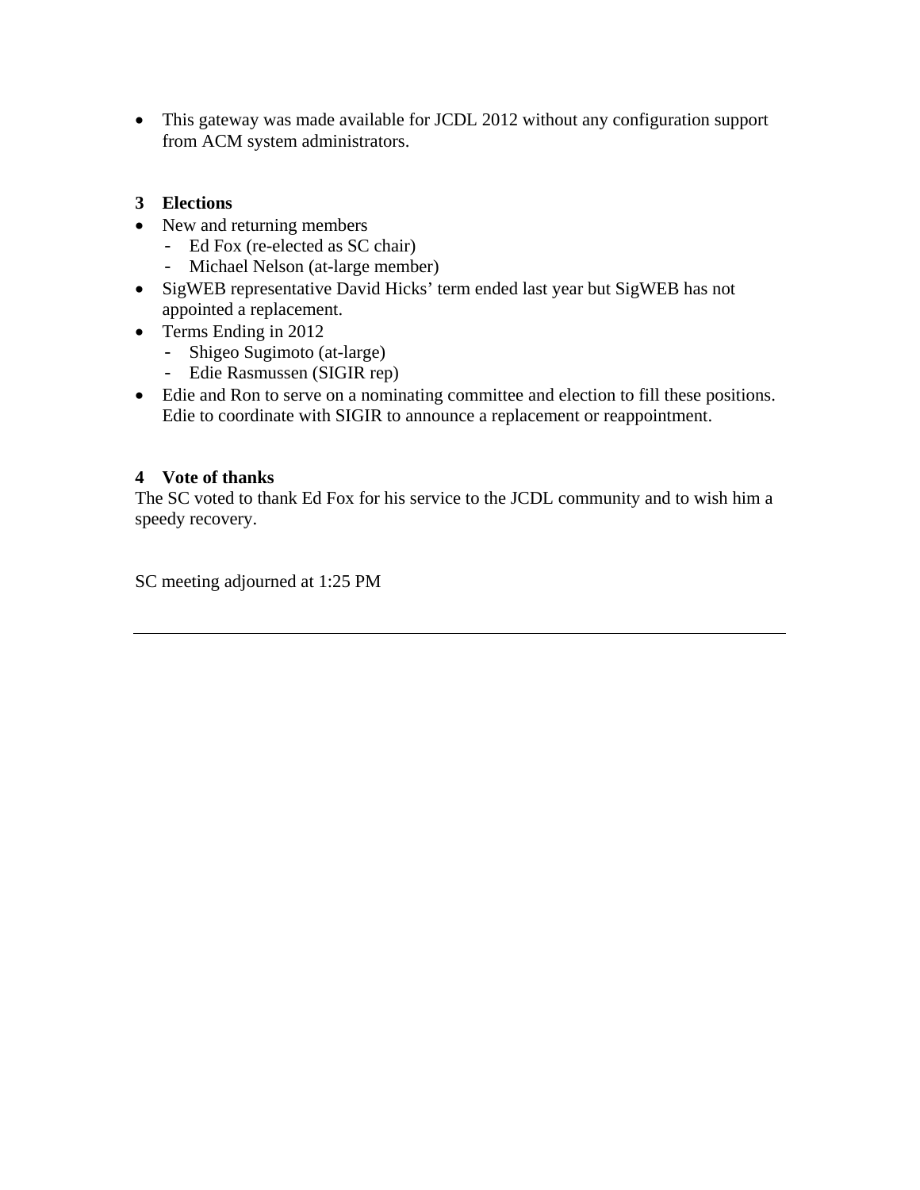- This gateway was made available for JCDL 2012 without any configuration support from ACM system administrators.

## 3 Elections

- New and returning members
  - Ed Fox (re-elected as SC chair)
  - Michael Nelson (at-large member)
- SigWEB representative David Hicks' term ended last year but SigWEB has not appointed a replacement.
- Terms Ending in 2012
  - Shigeo Sugimoto (at-large)
  - Edie Rasmussen (SIGIR rep)
- Edie and Ron to serve on a nominating committee and election to fill these positions. Edie to coordinate with SIGIR to announce a replacement or reappointment.

## 4 Vote of thanks

The SC voted to thank Ed Fox for his service to the JCDL community and to wish him a speedy recovery.

SC meeting adjourned at 1:25 PM

---